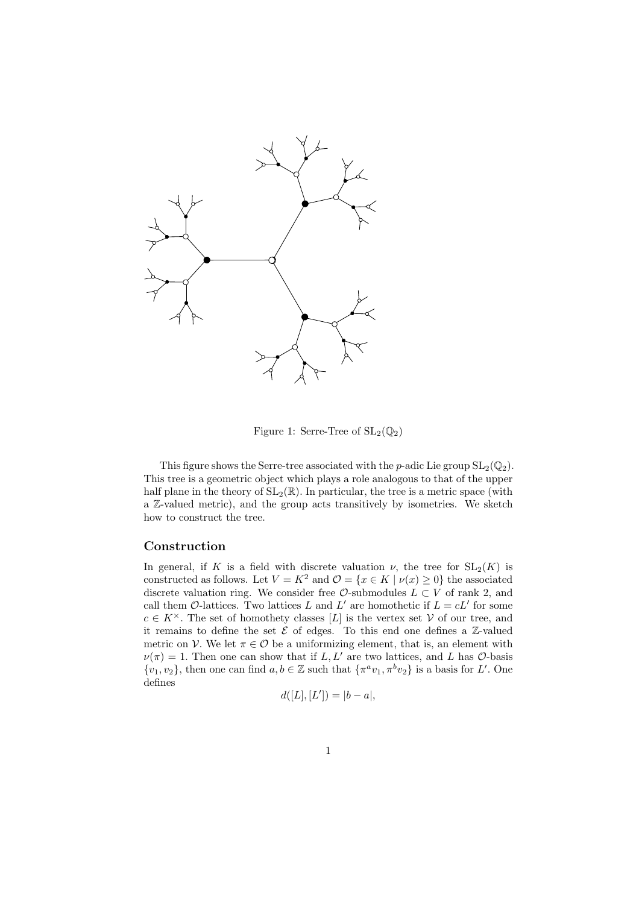Figure 1: Serre-Tree of $\mathrm{SL}_2(\mathbb{Q}_2)$

This figure shows the Serre-tree associated with the $p$-adic Lie group $\mathrm{SL}_2(\mathbb{Q}_2)$. This tree is a geometric object which plays a role analogous to that of the upper half plane in the theory of $\mathrm{SL}_2(\mathbb{R})$. In particular, the tree is a metric space (with a $\mathbb{Z}$-valued metric), and the group acts transitively by isometries. We sketch how to construct the tree.

## Construction

In general, if $K$ is a field with discrete valuation $\nu$, the tree for $\mathrm{SL}_2(K)$ is constructed as follows. Let $V = K^2$ and $\mathcal{O} = \{x \in K \mid \nu(x) \geq 0\}$ the associated discrete valuation ring. We consider free $\mathcal{O}$-submodules $L \subset V$ of rank 2, and call them $\mathcal{O}$-lattices. Two lattices $L$ and $L'$ are homothetic if $L = cL'$ for some $c \in K^\times$. The set of homothety classes $[L]$ is the vertex set $\mathcal{V}$ of our tree, and it remains to define the set $\mathcal{E}$ of edges. To this end one defines a $\mathbb{Z}$-valued metric on $\mathcal{V}$. We let $\pi \in \mathcal{O}$ be a uniformizing element, that is, an element with $\nu(\pi) = 1$. Then one can show that if $L, L'$ are two lattices, and $L$ has $\mathcal{O}$-basis $\{v_1, v_2\}$, then one can find $a, b \in \mathbb{Z}$ such that $\{\pi^a v_1, \pi^b v_2\}$ is a basis for $L'$. One defines

$$d([L], [L']) = |b - a|,$$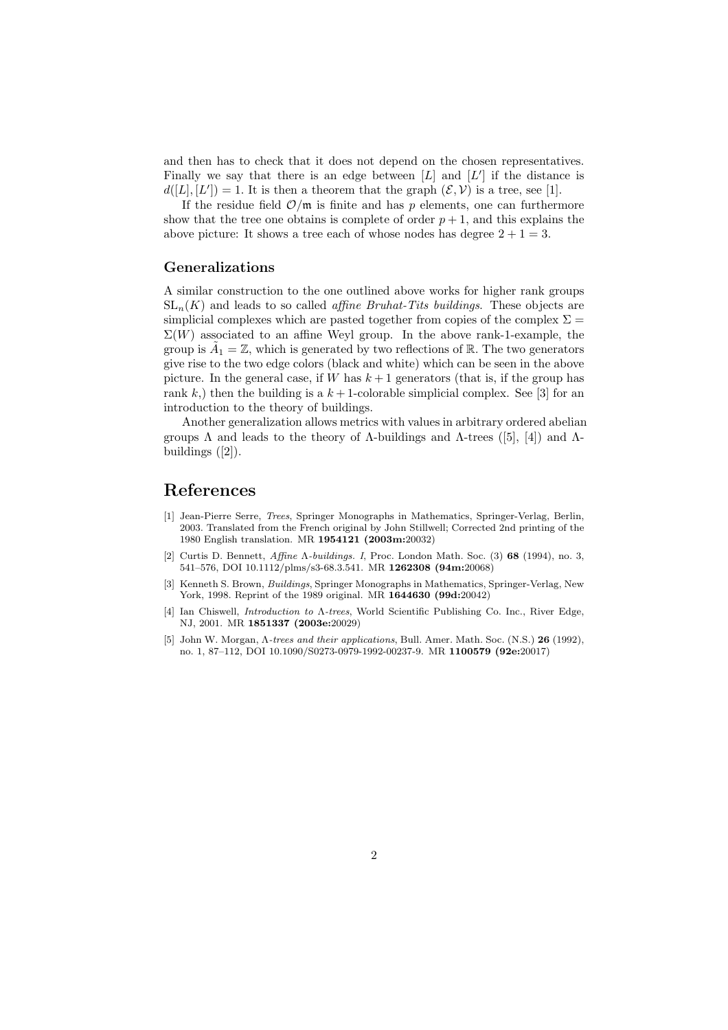and then has to check that it does not depend on the chosen representatives. Finally we say that there is an edge between $[L]$ and $[L']$ if the distance is $d([L],[L']) = 1$. It is then a theorem that the graph $(\mathcal{E}, \mathcal{V})$ is a tree, see [1].

If the residue field $\mathcal{O}/\mathfrak{m}$ is finite and has $p$ elements, one can furthermore show that the tree one obtains is complete of order $p+1$, and this explains the above picture: It shows a tree each of whose nodes has degree $2+1=3$.

### Generalizations

A similar construction to the one outlined above works for higher rank groups $\mathrm{SL}_n(K)$ and leads to so called *affine Bruhat-Tits buildings*. These objects are simplicial complexes which are pasted together from copies of the complex $\Sigma = \Sigma(W)$ associated to an affine Weyl group. In the above rank-1-example, the group is $\tilde{A}_1 = \mathbb{Z}$, which is generated by two reflections of $\mathbb{R}$. The two generators give rise to the two edge colors (black and white) which can be seen in the above picture. In the general case, if $W$ has $k+1$ generators (that is, if the group has rank $k$,) then the building is a $k+1$-colorable simplicial complex. See [3] for an introduction to the theory of buildings.

Another generalization allows metrics with values in arbitrary ordered abelian groups $\Lambda$ and leads to the theory of $\Lambda$-buildings and $\Lambda$-trees ([5], [4]) and $\Lambda$-buildings ([2]).

## References

[1] Jean-Pierre Serre, *Trees*, Springer Monographs in Mathematics, Springer-Verlag, Berlin, 2003. Translated from the French original by John Stillwell; Corrected 2nd printing of the 1980 English translation. MR **1954121 (2003m:**20032)

[2] Curtis D. Bennett, *Affine $\Lambda$-buildings. I*, Proc. London Math. Soc. (3) **68** (1994), no. 3, 541–576, DOI 10.1112/plms/s3-68.3.541. MR **1262308 (94m:**20068)

[3] Kenneth S. Brown, *Buildings*, Springer Monographs in Mathematics, Springer-Verlag, New York, 1998. Reprint of the 1989 original. MR **1644630 (99d:**20042)

[4] Ian Chiswell, *Introduction to $\Lambda$-trees*, World Scientific Publishing Co. Inc., River Edge, NJ, 2001. MR **1851337 (2003e:**20029)

[5] John W. Morgan, *$\Lambda$-trees and their applications*, Bull. Amer. Math. Soc. (N.S.) **26** (1992), no. 1, 87–112, DOI 10.1090/S0273-0979-1992-00237-9. MR **1100579 (92e:**20017)